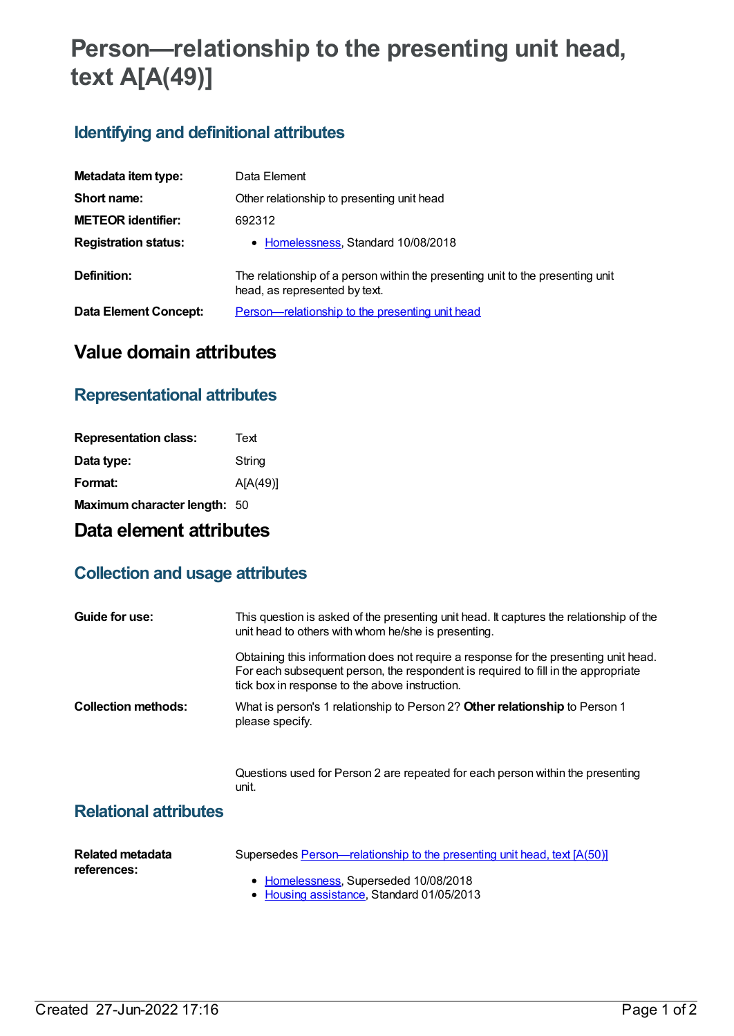# Person—relationship to the presenting unit head, text A[A(49)]

## Identifying and definitional attributes

| | |
|---|---|
| **Metadata item type:** | Data Element |
| **Short name:** | Other relationship to presenting unit head |
| **METEOR identifier:** | 692312 |
| **Registration status:** | • Homelessness, Standard 10/08/2018 |
| **Definition:** | The relationship of a person within the presenting unit to the presenting unit head, as represented by text. |
| **Data Element Concept:** | Person—relationship to the presenting unit head |

# Value domain attributes

## Representational attributes

| | |
|---|---|
| **Representation class:** | Text |
| **Data type:** | String |
| **Format:** | A[A(49)] |
| **Maximum character length:** | 50 |

# Data element attributes

## Collection and usage attributes

**Guide for use:**

This question is asked of the presenting unit head. It captures the relationship of the unit head to others with whom he/she is presenting.

Obtaining this information does not require a response for the presenting unit head. For each subsequent person, the respondent is required to fill in the appropriate tick box in response to the above instruction.

**Collection methods:**

What is person's 1 relationship to Person 2? **Other relationship** to Person 1 please specify.

Questions used for Person 2 are repeated for each person within the presenting unit.

## Relational attributes

**Related metadata references:**

Supersedes Person—relationship to the presenting unit head, text [A(50)]

- Homelessness, Superseded 10/08/2018
- Housing assistance, Standard 01/05/2013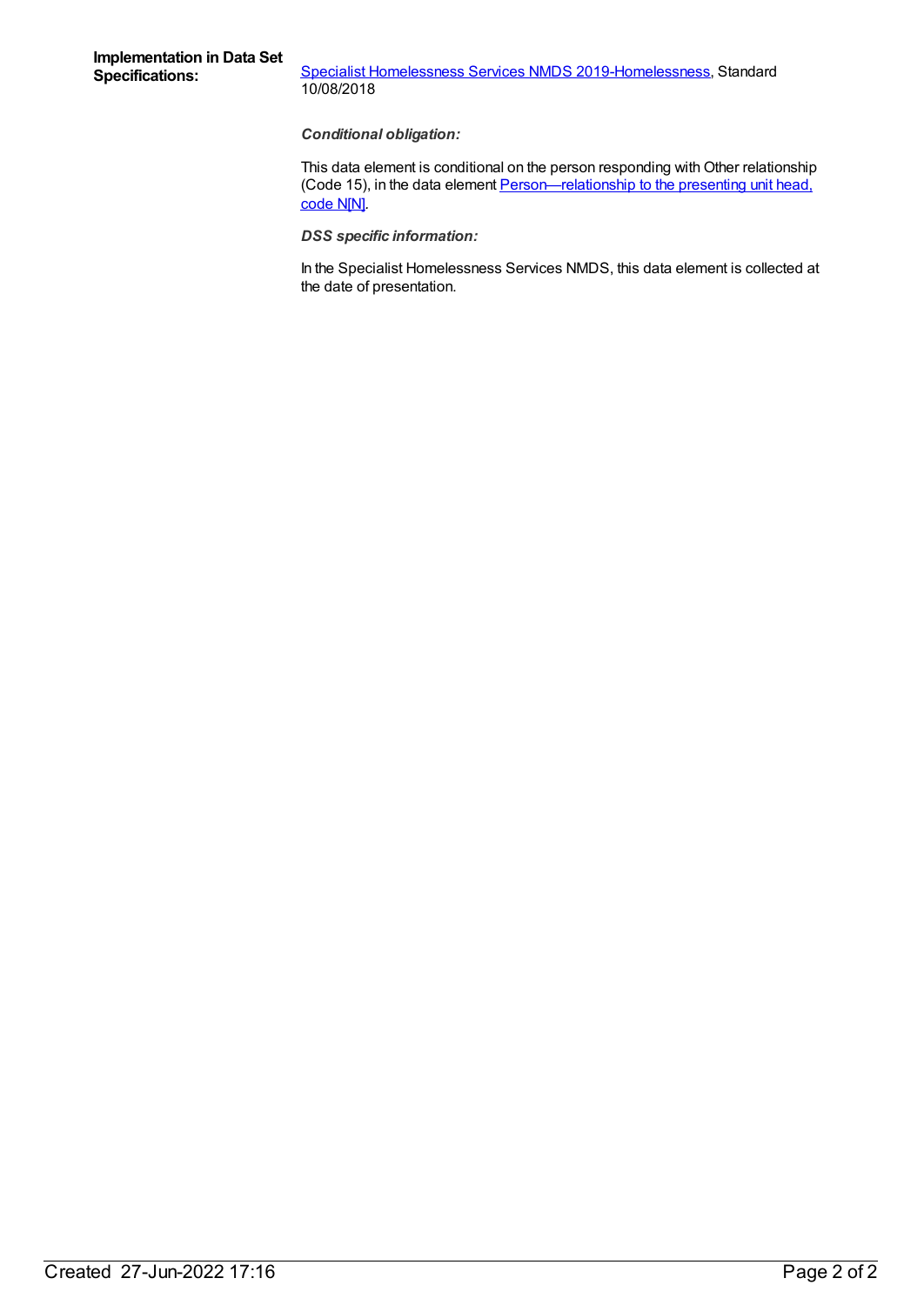**Implementation in Data Set Specifications:**

Specialist Homelessness Services NMDS 2019-Homelessness, Standard 10/08/2018

***Conditional obligation:***

This data element is conditional on the person responding with Other relationship (Code 15), in the data element Person—relationship to the presenting unit head, code N[N].

***DSS specific information:***

In the Specialist Homelessness Services NMDS, this data element is collected at the date of presentation.